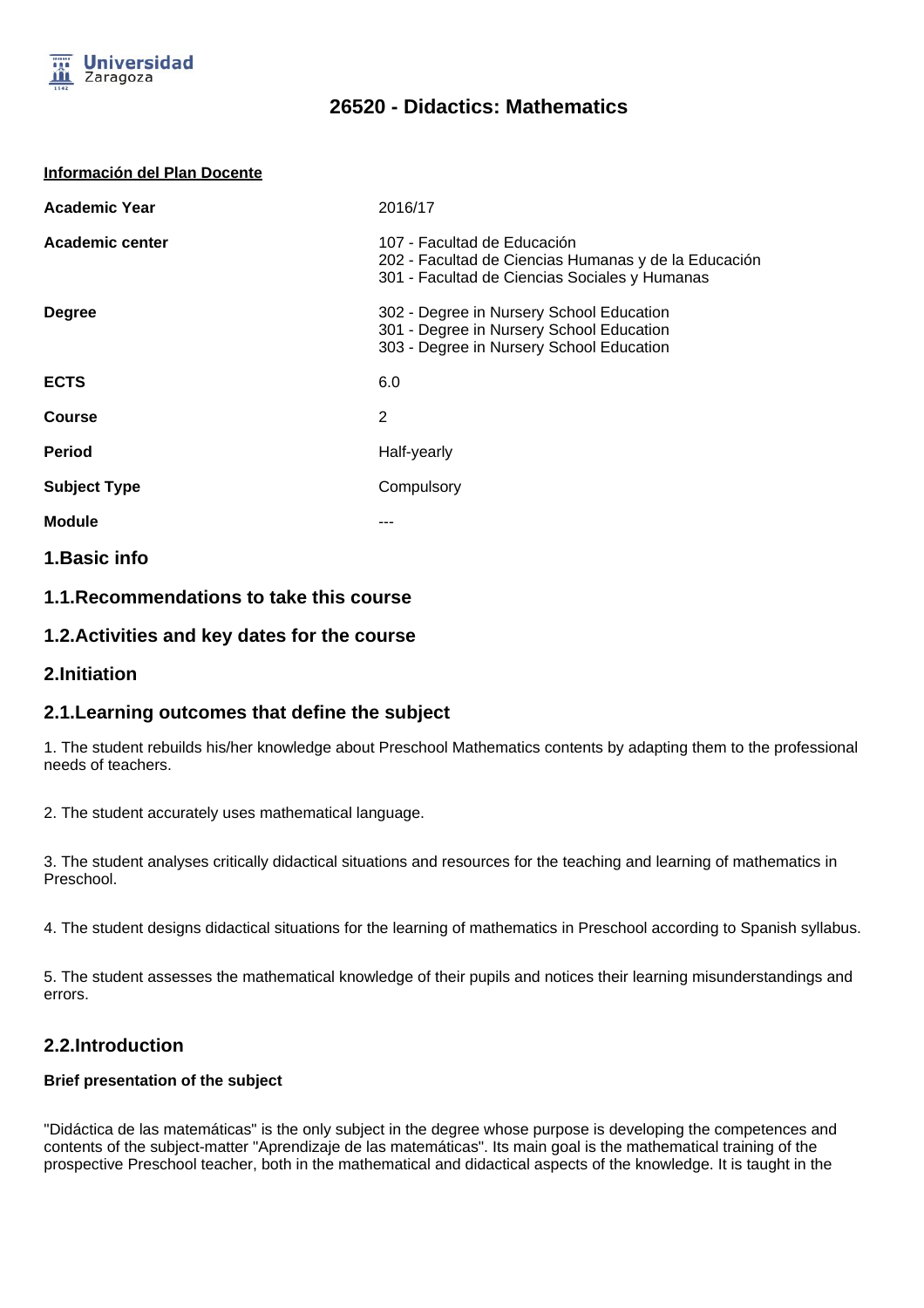# 26520 - Didactics: Mathematics

**Información del Plan Docente**

| | |
|---|---|
| **Academic Year** | 2016/17 |
| **Academic center** | 107 - Facultad de Educación<br>202 - Facultad de Ciencias Humanas y de la Educación<br>301 - Facultad de Ciencias Sociales y Humanas |
| **Degree** | 302 - Degree in Nursery School Education<br>301 - Degree in Nursery School Education<br>303 - Degree in Nursery School Education |
| **ECTS** | 6.0 |
| **Course** | 2 |
| **Period** | Half-yearly |
| **Subject Type** | Compulsory |
| **Module** | --- |

## 1.Basic info

## 1.1.Recommendations to take this course

## 1.2.Activities and key dates for the course

## 2.Initiation

## 2.1.Learning outcomes that define the subject

1. The student rebuilds his/her knowledge about Preschool Mathematics contents by adapting them to the professional needs of teachers.

2. The student accurately uses mathematical language.

3. The student analyses critically didactical situations and resources for the teaching and learning of mathematics in Preschool.

4. The student designs didactical situations for the learning of mathematics in Preschool according to Spanish syllabus.

5. The student assesses the mathematical knowledge of their pupils and notices their learning misunderstandings and errors.

## 2.2.Introduction

**Brief presentation of the subject**

"Didáctica de las matemáticas" is the only subject in the degree whose purpose is developing the competences and contents of the subject-matter "Aprendizaje de las matemáticas". Its main goal is the mathematical training of the prospective Preschool teacher, both in the mathematical and didactical aspects of the knowledge. It is taught in the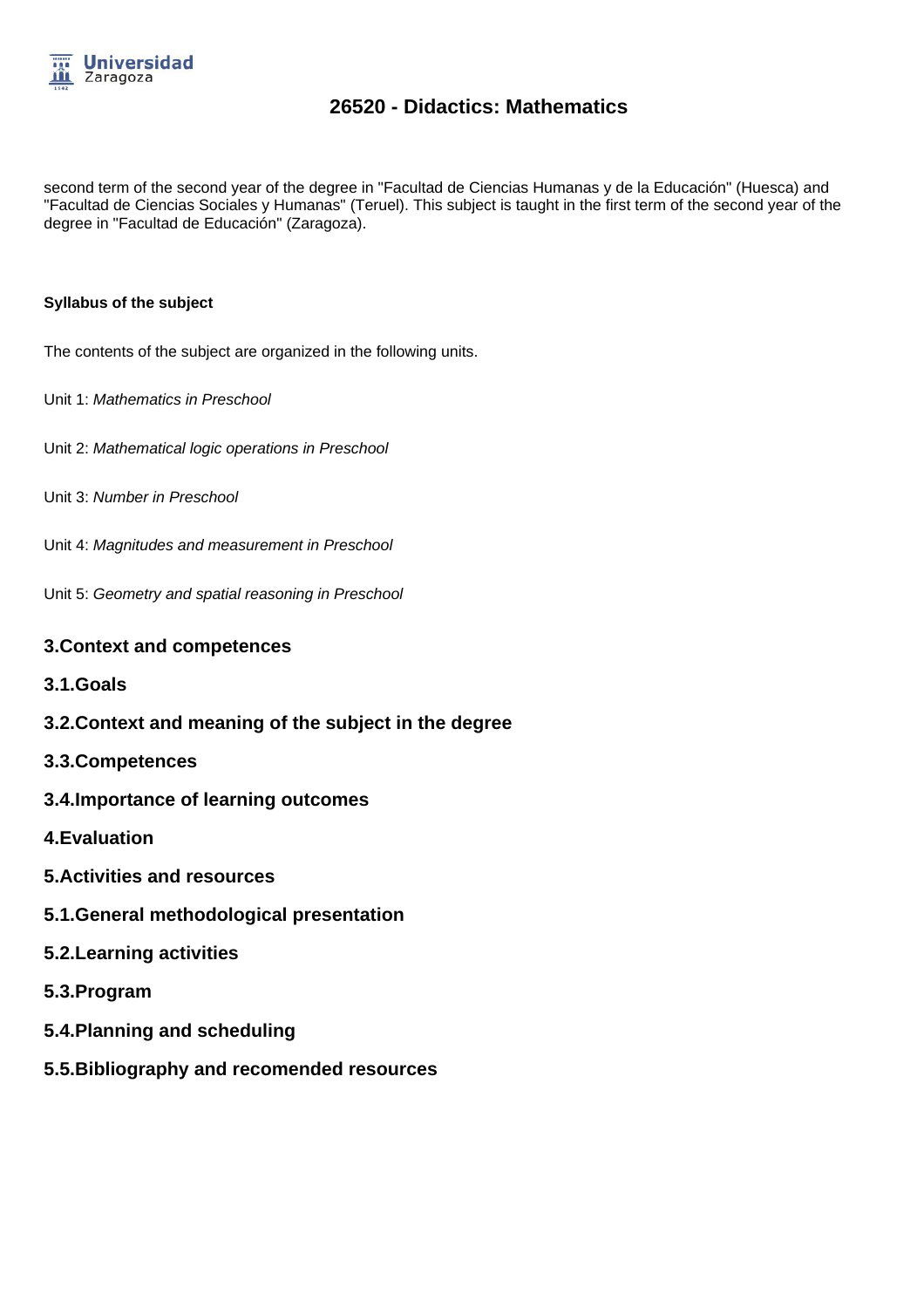second term of the second year of the degree in "Facultad de Ciencias Humanas y de la Educación" (Huesca) and "Facultad de Ciencias Sociales y Humanas" (Teruel). This subject is taught in the first term of the second year of the degree in "Facultad de Educación" (Zaragoza).

**Syllabus of the subject**

The contents of the subject are organized in the following units.

Unit 1: *Mathematics in Preschool*

Unit 2: *Mathematical logic operations in Preschool*

Unit 3: *Number in Preschool*

Unit 4: *Magnitudes and measurement in Preschool*

Unit 5: *Geometry and spatial reasoning in Preschool*

## 3.Context and competences

### 3.1.Goals

### 3.2.Context and meaning of the subject in the degree

### 3.3.Competences

### 3.4.Importance of learning outcomes

## 4.Evaluation

## 5.Activities and resources

### 5.1.General methodological presentation

### 5.2.Learning activities

### 5.3.Program

### 5.4.Planning and scheduling

### 5.5.Bibliography and recomended resources